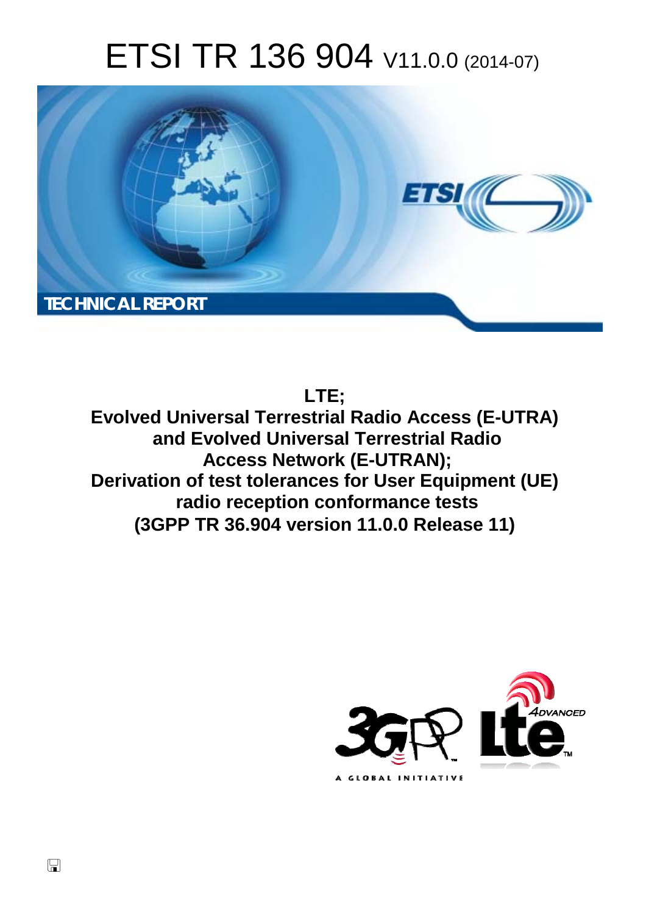# ETSI TR 136 904 V11.0.0 (2014-07)

TECHNICAL REPORT

**LTE;**
**Evolved Universal Terrestrial Radio Access (E-UTRA) and Evolved Universal Terrestrial Radio Access Network (E-UTRAN);**
**Derivation of test tolerances for User Equipment (UE) radio reception conformance tests**
**(3GPP TR 36.904 version 11.0.0 Release 11)**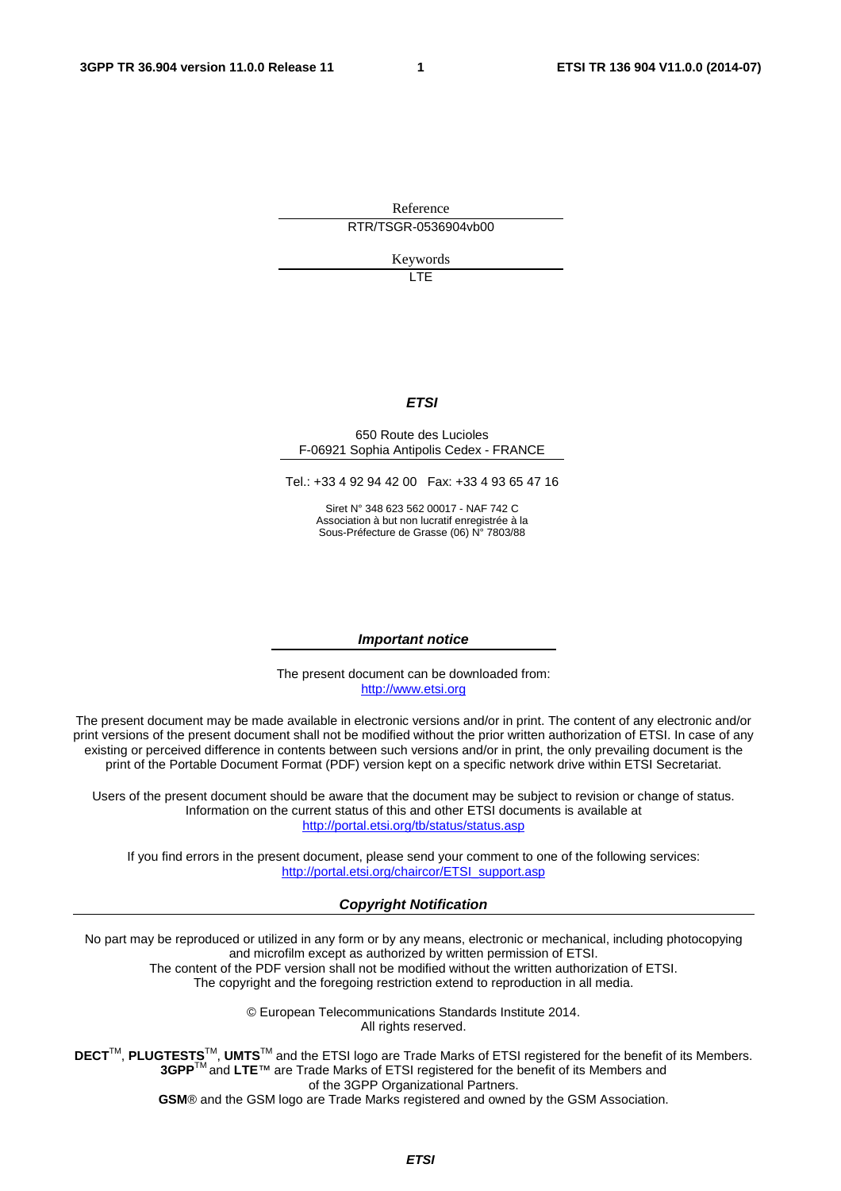Reference

RTR/TSGR-0536904vb00

Keywords

LTE

***ETSI***

650 Route des Lucioles
F-06921 Sophia Antipolis Cedex - FRANCE

Tel.: +33 4 92 94 42 00 Fax: +33 4 93 65 47 16

Siret N° 348 623 562 00017 - NAF 742 C
Association à but non lucratif enregistrée à la
Sous-Préfecture de Grasse (06) N° 7803/88

***Important notice***

The present document can be downloaded from:
http://www.etsi.org

The present document may be made available in electronic versions and/or in print. The content of any electronic and/or print versions of the present document shall not be modified without the prior written authorization of ETSI. In case of any existing or perceived difference in contents between such versions and/or in print, the only prevailing document is the print of the Portable Document Format (PDF) version kept on a specific network drive within ETSI Secretariat.

Users of the present document should be aware that the document may be subject to revision or change of status. Information on the current status of this and other ETSI documents is available at
http://portal.etsi.org/tb/status/status.asp

If you find errors in the present document, please send your comment to one of the following services:
http://portal.etsi.org/chaircor/ETSI_support.asp

***Copyright Notification***

No part may be reproduced or utilized in any form or by any means, electronic or mechanical, including photocopying and microfilm except as authorized by written permission of ETSI.
The content of the PDF version shall not be modified without the written authorization of ETSI.
The copyright and the foregoing restriction extend to reproduction in all media.

© European Telecommunications Standards Institute 2014.
All rights reserved.

**DECT**™, **PLUGTESTS**™, **UMTS**™ and the ETSI logo are Trade Marks of ETSI registered for the benefit of its Members.
**3GPP**™ and **LTE**™ are Trade Marks of ETSI registered for the benefit of its Members and of the 3GPP Organizational Partners.
**GSM**® and the GSM logo are Trade Marks registered and owned by the GSM Association.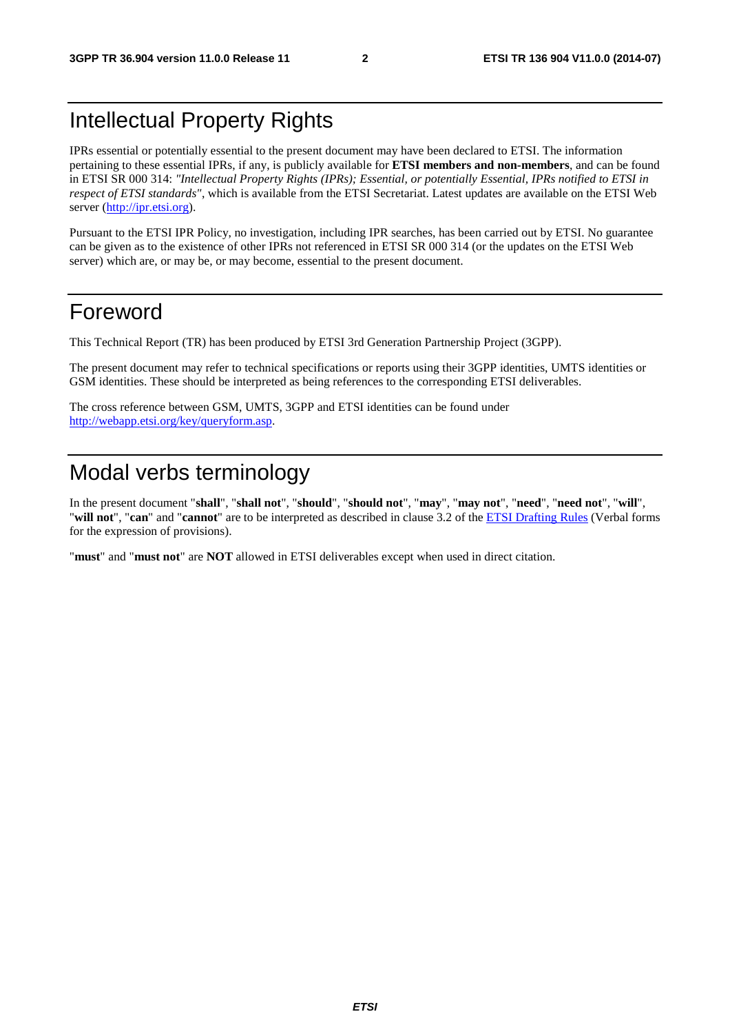# Intellectual Property Rights

IPRs essential or potentially essential to the present document may have been declared to ETSI. The information pertaining to these essential IPRs, if any, is publicly available for **ETSI members and non-members**, and can be found in ETSI SR 000 314: *"Intellectual Property Rights (IPRs); Essential, or potentially Essential, IPRs notified to ETSI in respect of ETSI standards"*, which is available from the ETSI Secretariat. Latest updates are available on the ETSI Web server (http://ipr.etsi.org).

Pursuant to the ETSI IPR Policy, no investigation, including IPR searches, has been carried out by ETSI. No guarantee can be given as to the existence of other IPRs not referenced in ETSI SR 000 314 (or the updates on the ETSI Web server) which are, or may be, or may become, essential to the present document.

# Foreword

This Technical Report (TR) has been produced by ETSI 3rd Generation Partnership Project (3GPP).

The present document may refer to technical specifications or reports using their 3GPP identities, UMTS identities or GSM identities. These should be interpreted as being references to the corresponding ETSI deliverables.

The cross reference between GSM, UMTS, 3GPP and ETSI identities can be found under http://webapp.etsi.org/key/queryform.asp.

# Modal verbs terminology

In the present document "**shall**", "**shall not**", "**should**", "**should not**", "**may**", "**may not**", "**need**", "**need not**", "**will**", "**will not**", "**can**" and "**cannot**" are to be interpreted as described in clause 3.2 of the ETSI Drafting Rules (Verbal forms for the expression of provisions).

"**must**" and "**must not**" are **NOT** allowed in ETSI deliverables except when used in direct citation.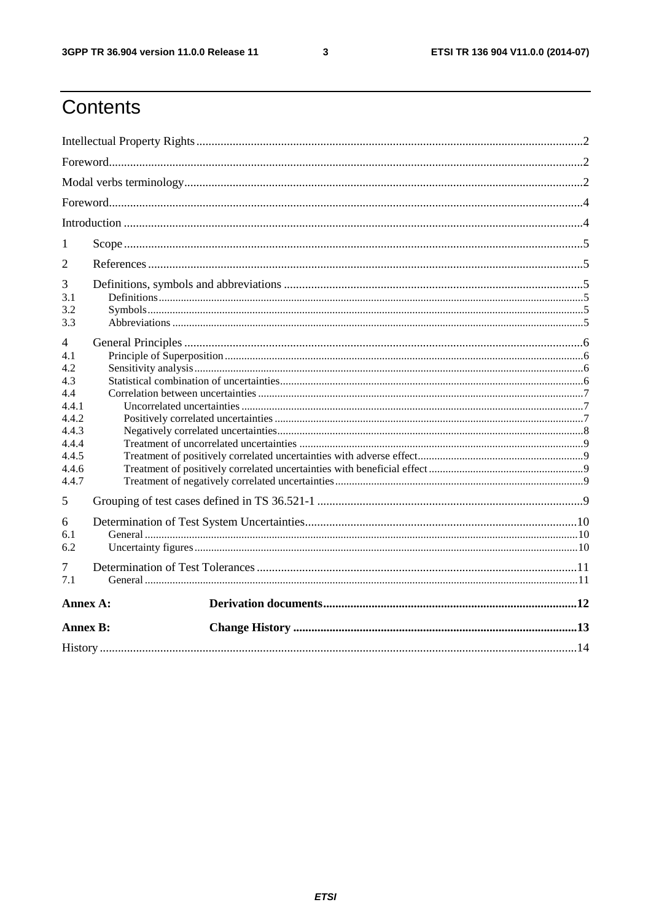# Contents

Intellectual Property Rights ........................................................................................................................2

Foreword.......................................................................................................................................................2

Modal verbs terminology..............................................................................................................................2

Foreword.......................................................................................................................................................4

Introduction ..................................................................................................................................................4

1 Scope ........................................................................................................................................................5

2 References .................................................................................................................................................5

3 Definitions, symbols and abbreviations ...................................................................................................5

3.1 Definitions ..............................................................................................................................................5

3.2 Symbols ..................................................................................................................................................5

3.3 Abbreviations .........................................................................................................................................5

4 General Principles ....................................................................................................................................6

4.1 Principle of Superposition .....................................................................................................................6

4.2 Sensitivity analysis ................................................................................................................................6

4.3 Statistical combination of uncertainties .................................................................................................6

4.4 Correlation between uncertainties .........................................................................................................7

4.4.1 Uncorrelated uncertainties .................................................................................................................7

4.4.2 Positively correlated uncertainties .....................................................................................................7

4.4.3 Negatively correlated uncertainties ....................................................................................................8

4.4.4 Treatment of uncorrelated uncertainties .............................................................................................9

4.4.5 Treatment of positively correlated uncertainties with adverse effect ................................................9

4.4.6 Treatment of positively correlated uncertainties with beneficial effect ..............................................9

4.4.7 Treatment of negatively correlated uncertainties ...............................................................................9

5 Grouping of test cases defined in TS 36.521-1 ........................................................................................9

6 Determination of Test System Uncertainties ..........................................................................................10

6.1 General .................................................................................................................................................10

6.2 Uncertainty figures ...............................................................................................................................10

7 Determination of Test Tolerances ..........................................................................................................11

7.1 General .................................................................................................................................................11

**Annex A: Derivation documents** ..............................................................................................................12

**Annex B: Change History** .........................................................................................................................13

History ........................................................................................................................................................14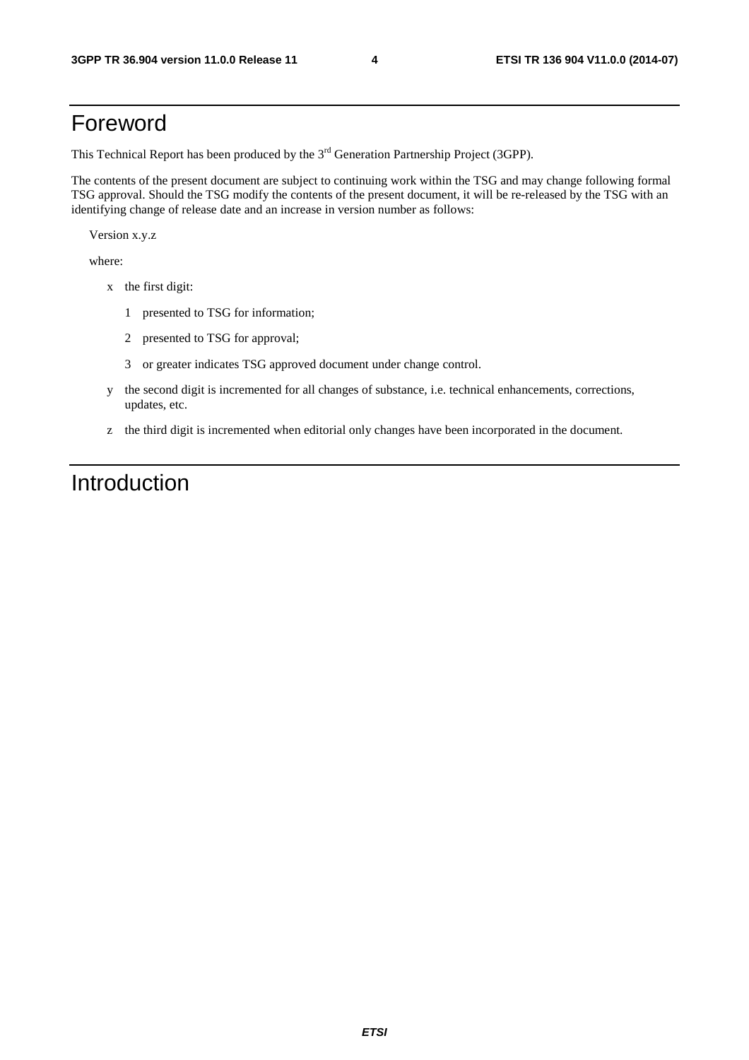# Foreword

This Technical Report has been produced by the 3rd Generation Partnership Project (3GPP).

The contents of the present document are subject to continuing work within the TSG and may change following formal TSG approval. Should the TSG modify the contents of the present document, it will be re-released by the TSG with an identifying change of release date and an increase in version number as follows:

Version x.y.z

where:

- x the first digit:
  - 1 presented to TSG for information;
  - 2 presented to TSG for approval;
  - 3 or greater indicates TSG approved document under change control.
- y the second digit is incremented for all changes of substance, i.e. technical enhancements, corrections, updates, etc.
- z the third digit is incremented when editorial only changes have been incorporated in the document.

# Introduction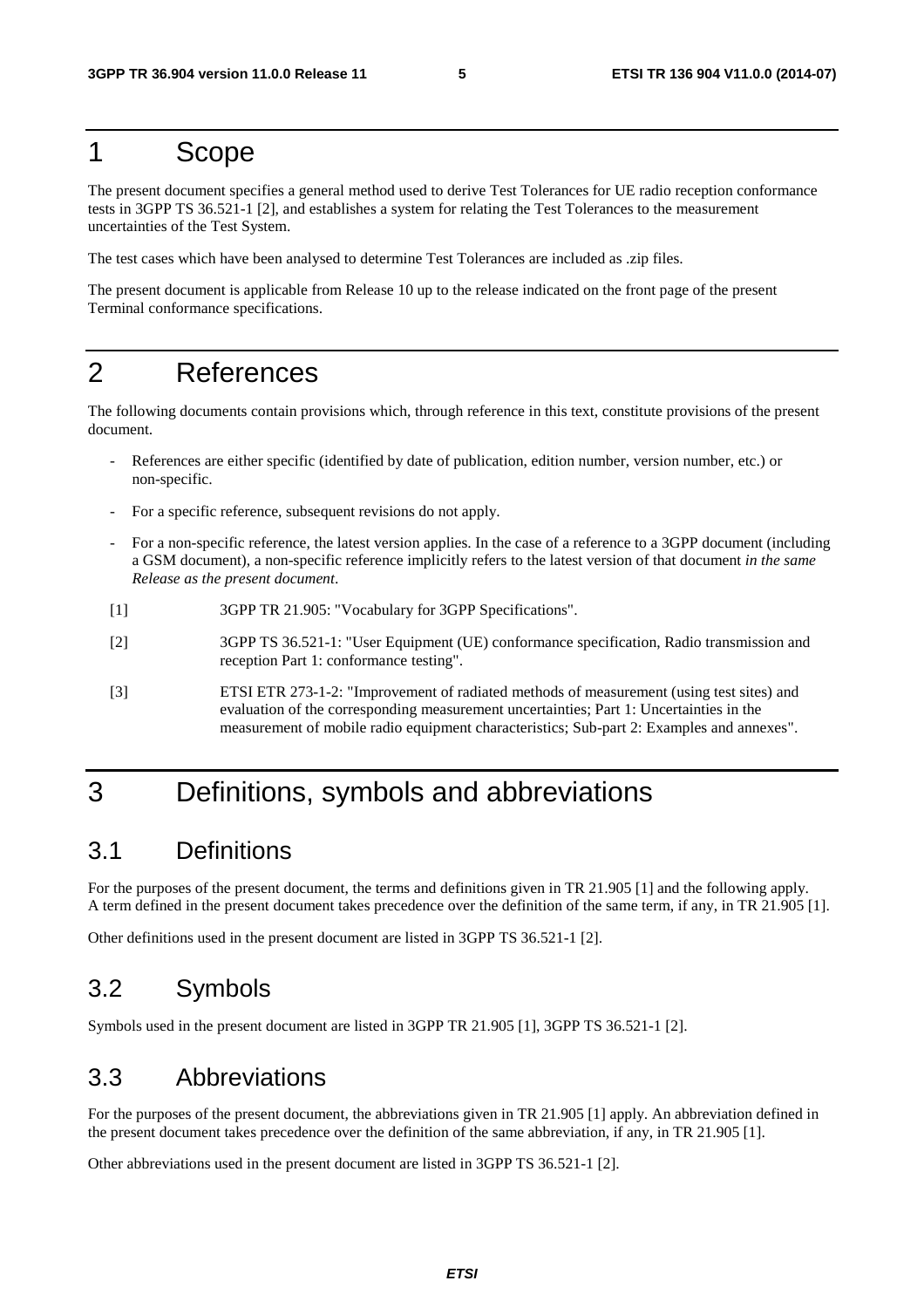# 1 Scope

The present document specifies a general method used to derive Test Tolerances for UE radio reception conformance tests in 3GPP TS 36.521-1 [2], and establishes a system for relating the Test Tolerances to the measurement uncertainties of the Test System.

The test cases which have been analysed to determine Test Tolerances are included as .zip files.

The present document is applicable from Release 10 up to the release indicated on the front page of the present Terminal conformance specifications.

# 2 References

The following documents contain provisions which, through reference in this text, constitute provisions of the present document.

- References are either specific (identified by date of publication, edition number, version number, etc.) or non-specific.
- For a specific reference, subsequent revisions do not apply.
- For a non-specific reference, the latest version applies. In the case of a reference to a 3GPP document (including a GSM document), a non-specific reference implicitly refers to the latest version of that document *in the same Release as the present document*.

[1] 3GPP TR 21.905: "Vocabulary for 3GPP Specifications".

[2] 3GPP TS 36.521-1: "User Equipment (UE) conformance specification, Radio transmission and reception Part 1: conformance testing".

[3] ETSI ETR 273-1-2: "Improvement of radiated methods of measurement (using test sites) and evaluation of the corresponding measurement uncertainties; Part 1: Uncertainties in the measurement of mobile radio equipment characteristics; Sub-part 2: Examples and annexes".

# 3 Definitions, symbols and abbreviations

## 3.1 Definitions

For the purposes of the present document, the terms and definitions given in TR 21.905 [1] and the following apply. A term defined in the present document takes precedence over the definition of the same term, if any, in TR 21.905 [1].

Other definitions used in the present document are listed in 3GPP TS 36.521-1 [2].

## 3.2 Symbols

Symbols used in the present document are listed in 3GPP TR 21.905 [1], 3GPP TS 36.521-1 [2].

## 3.3 Abbreviations

For the purposes of the present document, the abbreviations given in TR 21.905 [1] apply. An abbreviation defined in the present document takes precedence over the definition of the same abbreviation, if any, in TR 21.905 [1].

Other abbreviations used in the present document are listed in 3GPP TS 36.521-1 [2].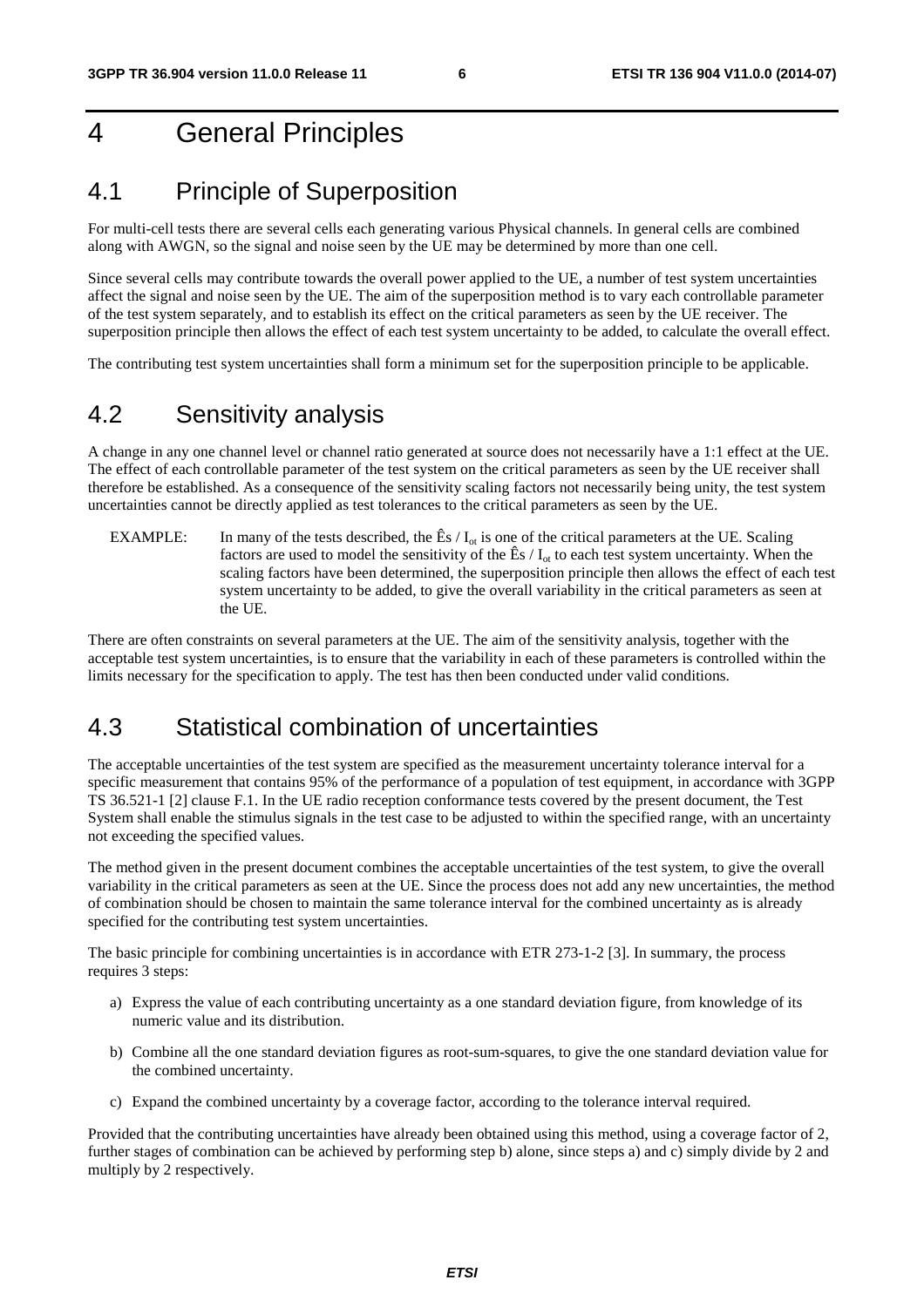# 4 General Principles

## 4.1 Principle of Superposition

For multi-cell tests there are several cells each generating various Physical channels. In general cells are combined along with AWGN, so the signal and noise seen by the UE may be determined by more than one cell.

Since several cells may contribute towards the overall power applied to the UE, a number of test system uncertainties affect the signal and noise seen by the UE. The aim of the superposition method is to vary each controllable parameter of the test system separately, and to establish its effect on the critical parameters as seen by the UE receiver. The superposition principle then allows the effect of each test system uncertainty to be added, to calculate the overall effect.

The contributing test system uncertainties shall form a minimum set for the superposition principle to be applicable.

## 4.2 Sensitivity analysis

A change in any one channel level or channel ratio generated at source does not necessarily have a 1:1 effect at the UE. The effect of each controllable parameter of the test system on the critical parameters as seen by the UE receiver shall therefore be established. As a consequence of the sensitivity scaling factors not necessarily being unity, the test system uncertainties cannot be directly applied as test tolerances to the critical parameters as seen by the UE.

EXAMPLE: In many of the tests described, the $\hat{E}s / I_{ot}$ is one of the critical parameters at the UE. Scaling factors are used to model the sensitivity of the $\hat{E}s / I_{ot}$ to each test system uncertainty. When the scaling factors have been determined, the superposition principle then allows the effect of each test system uncertainty to be added, to give the overall variability in the critical parameters as seen at the UE.

There are often constraints on several parameters at the UE. The aim of the sensitivity analysis, together with the acceptable test system uncertainties, is to ensure that the variability in each of these parameters is controlled within the limits necessary for the specification to apply. The test has then been conducted under valid conditions.

## 4.3 Statistical combination of uncertainties

The acceptable uncertainties of the test system are specified as the measurement uncertainty tolerance interval for a specific measurement that contains 95% of the performance of a population of test equipment, in accordance with 3GPP TS 36.521-1 [2] clause F.1. In the UE radio reception conformance tests covered by the present document, the Test System shall enable the stimulus signals in the test case to be adjusted to within the specified range, with an uncertainty not exceeding the specified values.

The method given in the present document combines the acceptable uncertainties of the test system, to give the overall variability in the critical parameters as seen at the UE. Since the process does not add any new uncertainties, the method of combination should be chosen to maintain the same tolerance interval for the combined uncertainty as is already specified for the contributing test system uncertainties.

The basic principle for combining uncertainties is in accordance with ETR 273-1-2 [3]. In summary, the process requires 3 steps:

a) Express the value of each contributing uncertainty as a one standard deviation figure, from knowledge of its numeric value and its distribution.

b) Combine all the one standard deviation figures as root-sum-squares, to give the one standard deviation value for the combined uncertainty.

c) Expand the combined uncertainty by a coverage factor, according to the tolerance interval required.

Provided that the contributing uncertainties have already been obtained using this method, using a coverage factor of 2, further stages of combination can be achieved by performing step b) alone, since steps a) and c) simply divide by 2 and multiply by 2 respectively.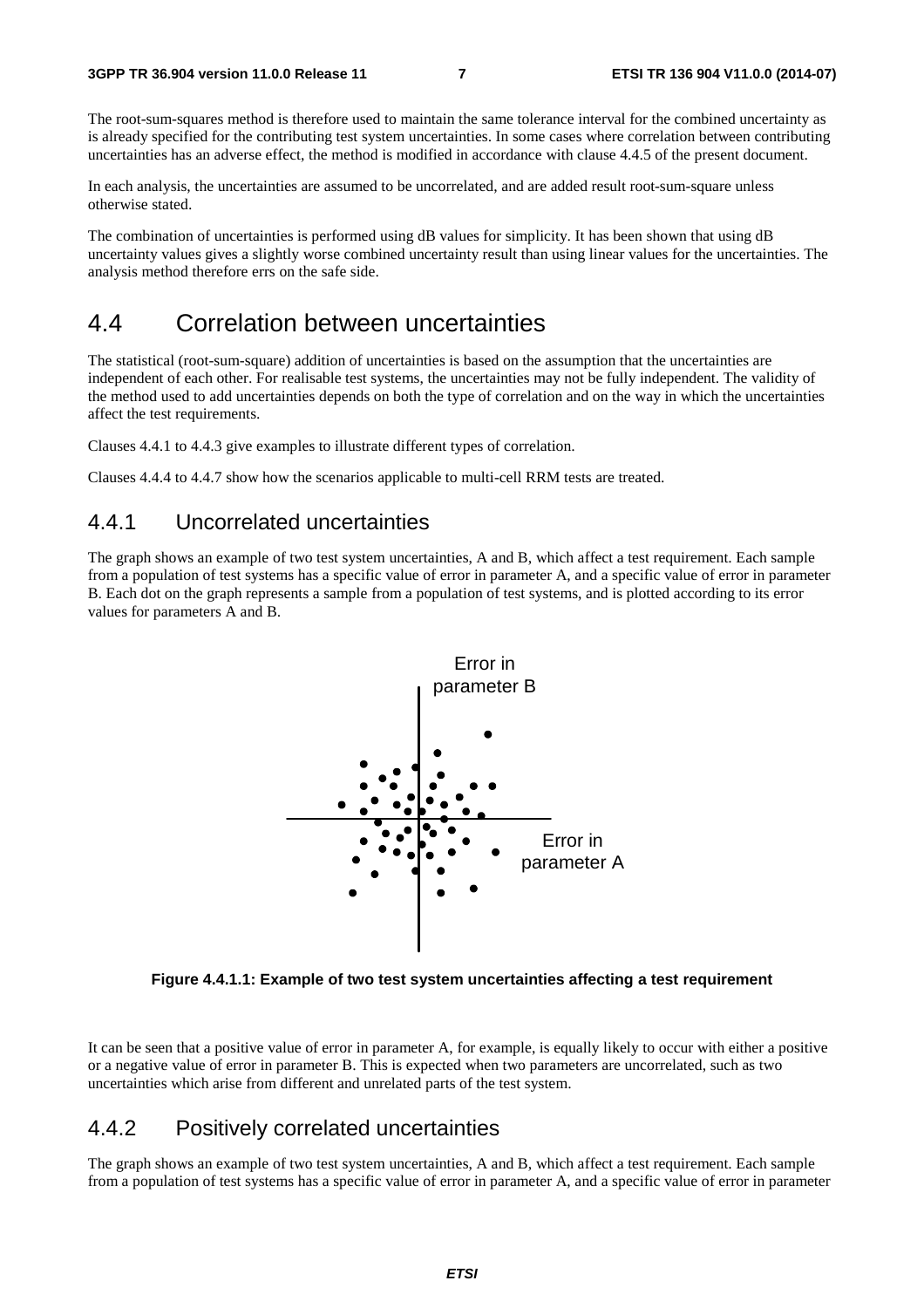The root-sum-squares method is therefore used to maintain the same tolerance interval for the combined uncertainty as is already specified for the contributing test system uncertainties. In some cases where correlation between contributing uncertainties has an adverse effect, the method is modified in accordance with clause 4.4.5 of the present document.

In each analysis, the uncertainties are assumed to be uncorrelated, and are added result root-sum-square unless otherwise stated.

The combination of uncertainties is performed using dB values for simplicity. It has been shown that using dB uncertainty values gives a slightly worse combined uncertainty result than using linear values for the uncertainties. The analysis method therefore errs on the safe side.

## 4.4 Correlation between uncertainties

The statistical (root-sum-square) addition of uncertainties is based on the assumption that the uncertainties are independent of each other. For realisable test systems, the uncertainties may not be fully independent. The validity of the method used to add uncertainties depends on both the type of correlation and on the way in which the uncertainties affect the test requirements.

Clauses 4.4.1 to 4.4.3 give examples to illustrate different types of correlation.

Clauses 4.4.4 to 4.4.7 show how the scenarios applicable to multi-cell RRM tests are treated.

### 4.4.1 Uncorrelated uncertainties

The graph shows an example of two test system uncertainties, A and B, which affect a test requirement. Each sample from a population of test systems has a specific value of error in parameter A, and a specific value of error in parameter B. Each dot on the graph represents a sample from a population of test systems, and is plotted according to its error values for parameters A and B.

Error in parameter B

Error in parameter A

**Figure 4.4.1.1: Example of two test system uncertainties affecting a test requirement**

It can be seen that a positive value of error in parameter A, for example, is equally likely to occur with either a positive or a negative value of error in parameter B. This is expected when two parameters are uncorrelated, such as two uncertainties which arise from different and unrelated parts of the test system.

### 4.4.2 Positively correlated uncertainties

The graph shows an example of two test system uncertainties, A and B, which affect a test requirement. Each sample from a population of test systems has a specific value of error in parameter A, and a specific value of error in parameter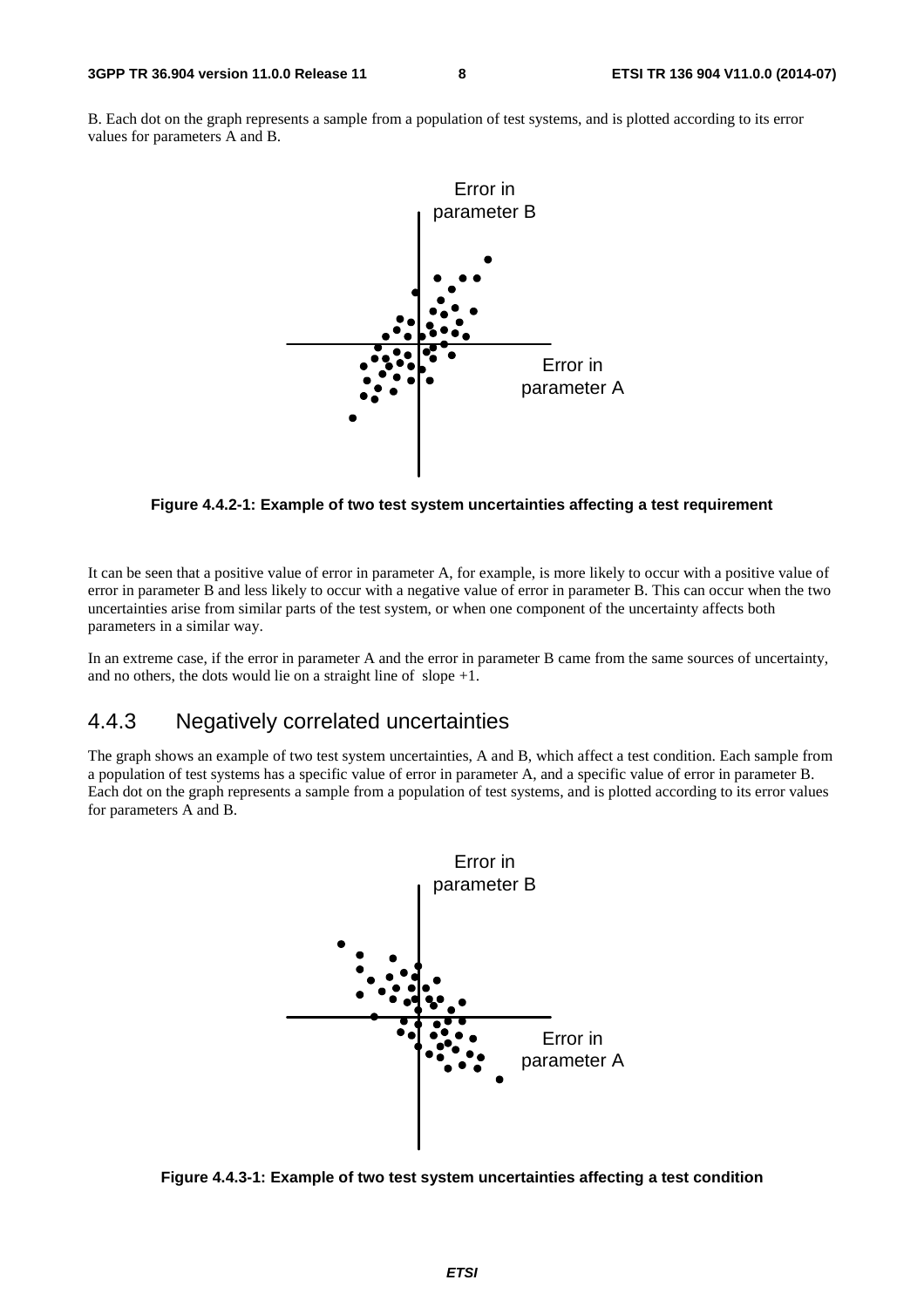B. Each dot on the graph represents a sample from a population of test systems, and is plotted according to its error values for parameters A and B.

Figure 4.4.2-1: Example of two test system uncertainties affecting a test requirement

It can be seen that a positive value of error in parameter A, for example, is more likely to occur with a positive value of error in parameter B and less likely to occur with a negative value of error in parameter B. This can occur when the two uncertainties arise from similar parts of the test system, or when one component of the uncertainty affects both parameters in a similar way.

In an extreme case, if the error in parameter A and the error in parameter B came from the same sources of uncertainty, and no others, the dots would lie on a straight line of slope +1.

## 4.4.3 Negatively correlated uncertainties

The graph shows an example of two test system uncertainties, A and B, which affect a test condition. Each sample from a population of test systems has a specific value of error in parameter A, and a specific value of error in parameter B. Each dot on the graph represents a sample from a population of test systems, and is plotted according to its error values for parameters A and B.

Figure 4.4.3-1: Example of two test system uncertainties affecting a test condition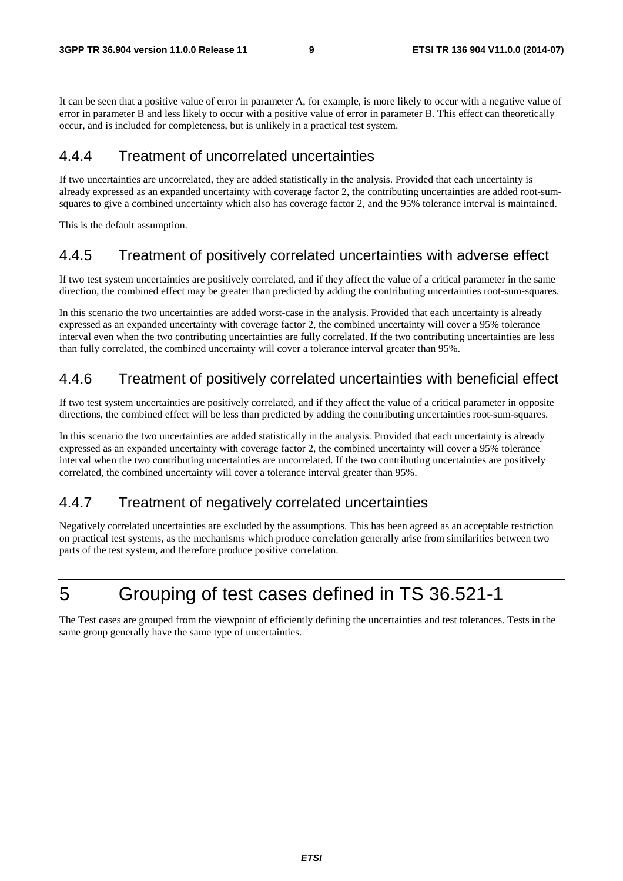It can be seen that a positive value of error in parameter A, for example, is more likely to occur with a negative value of error in parameter B and less likely to occur with a positive value of error in parameter B. This effect can theoretically occur, and is included for completeness, but is unlikely in a practical test system.

### 4.4.4 Treatment of uncorrelated uncertainties

If two uncertainties are uncorrelated, they are added statistically in the analysis. Provided that each uncertainty is already expressed as an expanded uncertainty with coverage factor 2, the contributing uncertainties are added root-sum-squares to give a combined uncertainty which also has coverage factor 2, and the 95% tolerance interval is maintained.

This is the default assumption.

### 4.4.5 Treatment of positively correlated uncertainties with adverse effect

If two test system uncertainties are positively correlated, and if they affect the value of a critical parameter in the same direction, the combined effect may be greater than predicted by adding the contributing uncertainties root-sum-squares.

In this scenario the two uncertainties are added worst-case in the analysis. Provided that each uncertainty is already expressed as an expanded uncertainty with coverage factor 2, the combined uncertainty will cover a 95% tolerance interval even when the two contributing uncertainties are fully correlated. If the two contributing uncertainties are less than fully correlated, the combined uncertainty will cover a tolerance interval greater than 95%.

### 4.4.6 Treatment of positively correlated uncertainties with beneficial effect

If two test system uncertainties are positively correlated, and if they affect the value of a critical parameter in opposite directions, the combined effect will be less than predicted by adding the contributing uncertainties root-sum-squares.

In this scenario the two uncertainties are added statistically in the analysis. Provided that each uncertainty is already expressed as an expanded uncertainty with coverage factor 2, the combined uncertainty will cover a 95% tolerance interval when the two contributing uncertainties are uncorrelated. If the two contributing uncertainties are positively correlated, the combined uncertainty will cover a tolerance interval greater than 95%.

### 4.4.7 Treatment of negatively correlated uncertainties

Negatively correlated uncertainties are excluded by the assumptions. This has been agreed as an acceptable restriction on practical test systems, as the mechanisms which produce correlation generally arise from similarities between two parts of the test system, and therefore produce positive correlation.

# 5 Grouping of test cases defined in TS 36.521-1

The Test cases are grouped from the viewpoint of efficiently defining the uncertainties and test tolerances. Tests in the same group generally have the same type of uncertainties.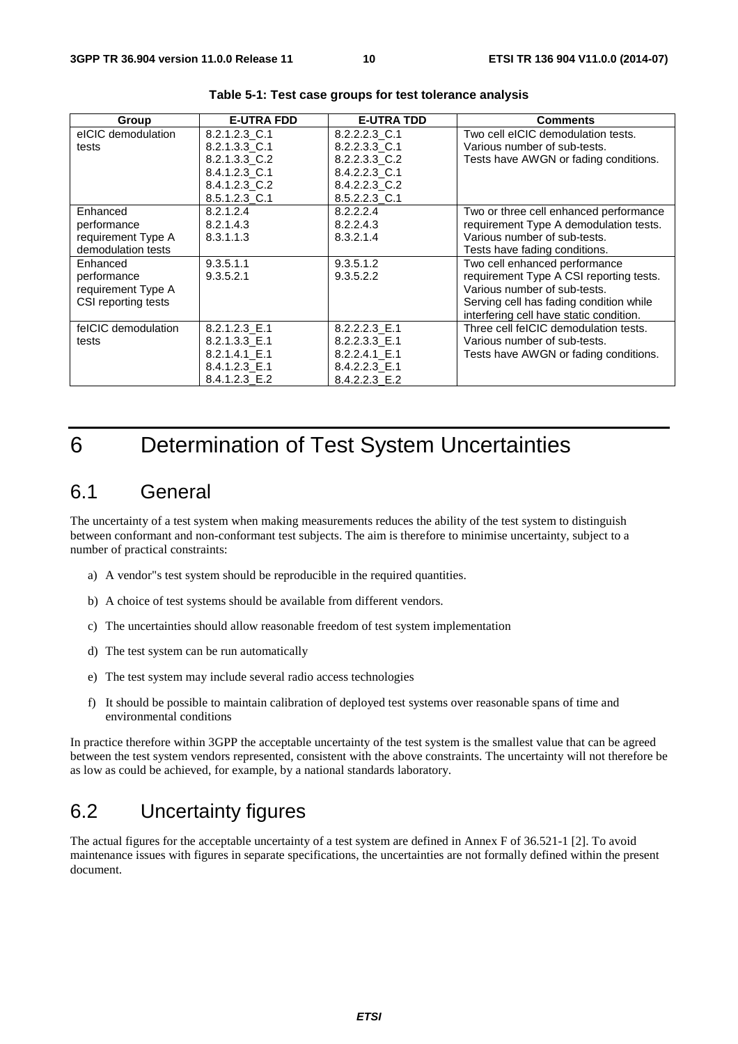**Table 5-1: Test case groups for test tolerance analysis**

| Group | E-UTRA FDD | E-UTRA TDD | Comments |
|---|---|---|---|
| eICIC demodulation tests | 8.2.1.2.3_C.1<br>8.2.1.3.3_C.1<br>8.2.1.3.3_C.2<br>8.4.1.2.3_C.1<br>8.4.1.2.3_C.2<br>8.5.1.2.3_C.1 | 8.2.2.2.3_C.1<br>8.2.2.3.3_C.1<br>8.2.2.3.3_C.2<br>8.4.2.2.3_C.1<br>8.4.2.2.3_C.2<br>8.5.2.2.3_C.1 | Two cell eICIC demodulation tests.<br>Various number of sub-tests.<br>Tests have AWGN or fading conditions. |
| Enhanced performance requirement Type A demodulation tests | 8.2.1.2.4<br>8.2.1.4.3<br>8.3.1.1.3 | 8.2.2.2.4<br>8.2.2.4.3<br>8.3.2.1.4 | Two or three cell enhanced performance requirement Type A demodulation tests.<br>Various number of sub-tests.<br>Tests have fading conditions. |
| Enhanced performance requirement Type A CSI reporting tests | 9.3.5.1.1<br>9.3.5.2.1 | 9.3.5.1.2<br>9.3.5.2.2 | Two cell enhanced performance requirement Type A CSI reporting tests.<br>Various number of sub-tests.<br>Serving cell has fading condition while interfering cell have static condition. |
| feICIC demodulation tests | 8.2.1.2.3_E.1<br>8.2.1.3.3_E.1<br>8.2.1.4.1_E.1<br>8.4.1.2.3_E.1<br>8.4.1.2.3_E.2 | 8.2.2.2.3_E.1<br>8.2.2.3.3_E.1<br>8.2.2.4.1_E.1<br>8.4.2.2.3_E.1<br>8.4.2.2.3_E.2 | Three cell feICIC demodulation tests.<br>Various number of sub-tests.<br>Tests have AWGN or fading conditions. |

# 6 Determination of Test System Uncertainties

## 6.1 General

The uncertainty of a test system when making measurements reduces the ability of the test system to distinguish between conformant and non-conformant test subjects. The aim is therefore to minimise uncertainty, subject to a number of practical constraints:

a) A vendor"s test system should be reproducible in the required quantities.

b) A choice of test systems should be available from different vendors.

c) The uncertainties should allow reasonable freedom of test system implementation

d) The test system can be run automatically

e) The test system may include several radio access technologies

f) It should be possible to maintain calibration of deployed test systems over reasonable spans of time and environmental conditions

In practice therefore within 3GPP the acceptable uncertainty of the test system is the smallest value that can be agreed between the test system vendors represented, consistent with the above constraints. The uncertainty will not therefore be as low as could be achieved, for example, by a national standards laboratory.

## 6.2 Uncertainty figures

The actual figures for the acceptable uncertainty of a test system are defined in Annex F of 36.521-1 [2]. To avoid maintenance issues with figures in separate specifications, the uncertainties are not formally defined within the present document.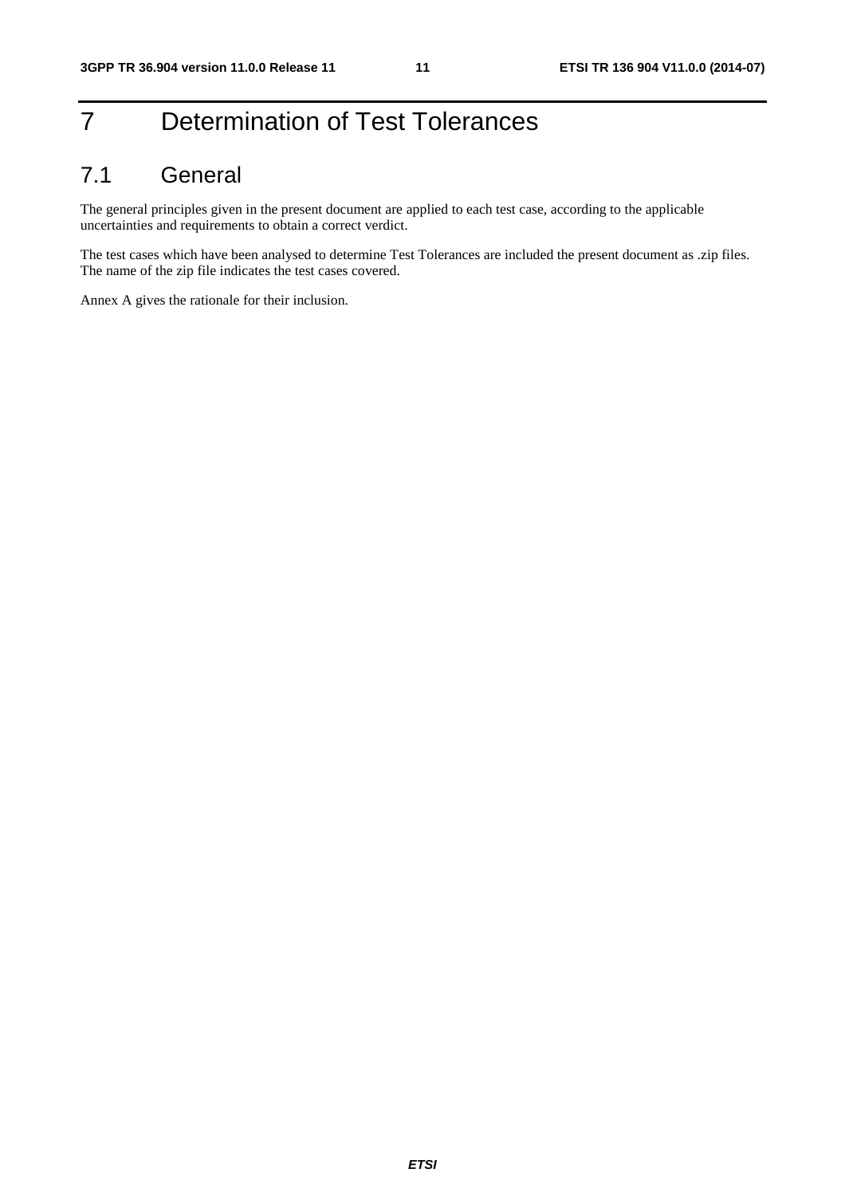# 7 Determination of Test Tolerances

## 7.1 General

The general principles given in the present document are applied to each test case, according to the applicable uncertainties and requirements to obtain a correct verdict.

The test cases which have been analysed to determine Test Tolerances are included the present document as .zip files. The name of the zip file indicates the test cases covered.

Annex A gives the rationale for their inclusion.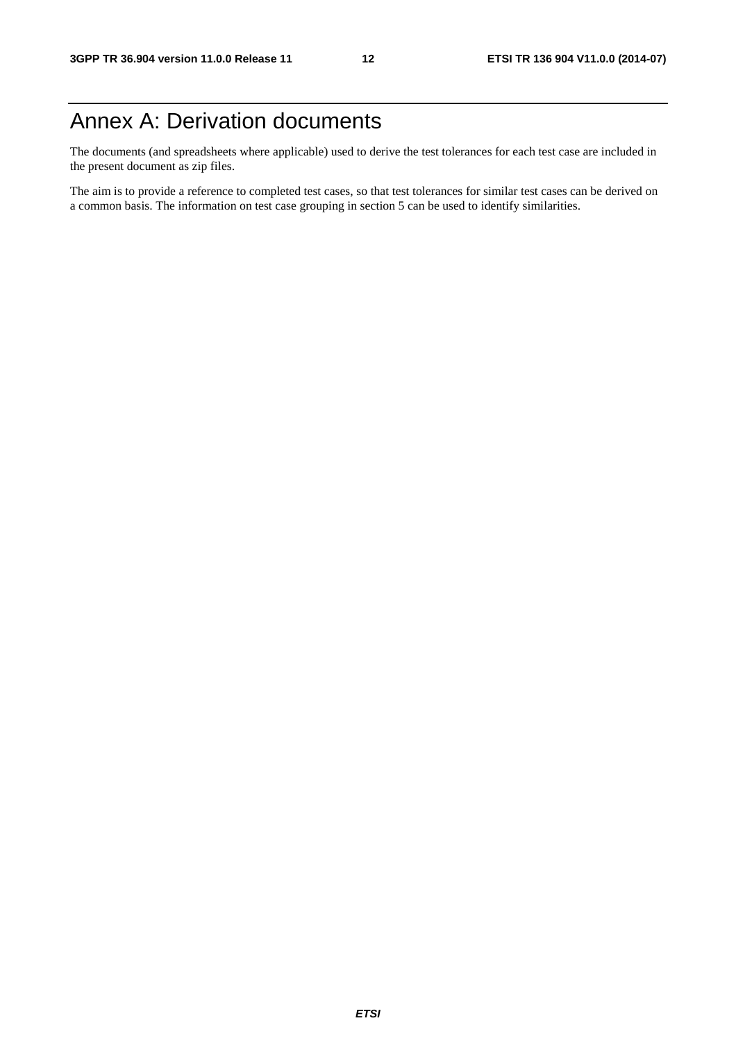# Annex A: Derivation documents

The documents (and spreadsheets where applicable) used to derive the test tolerances for each test case are included in the present document as zip files.

The aim is to provide a reference to completed test cases, so that test tolerances for similar test cases can be derived on a common basis. The information on test case grouping in section 5 can be used to identify similarities.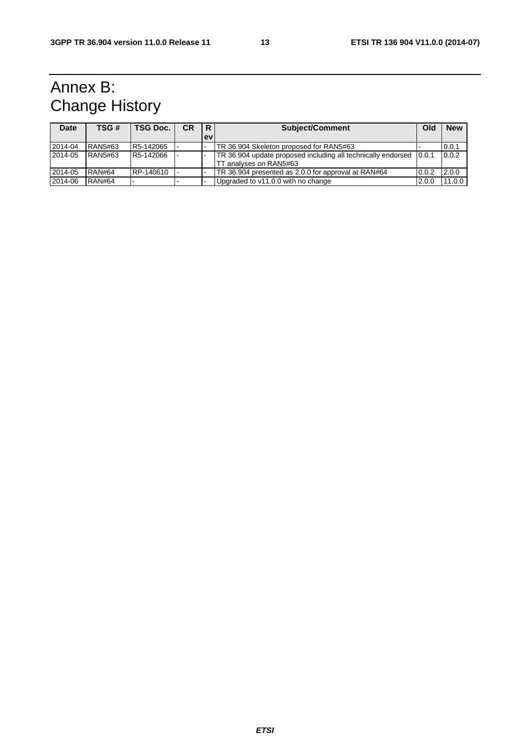# Annex B: Change History

| Date | TSG # | TSG Doc. | CR | Rev | Subject/Comment | Old | New |
|---|---|---|---|---|---|---|---|
| 2014-04 | RAN5#63 | R5-142065 | - | - | TR 36.904 Skeleton proposed for RAN5#63 | - | 0.0.1 |
| 2014-05 | RAN5#63 | R5-142066 | - | - | TR 36.904 update proposed including all technically endorsed TT analyses on RAN5#63 | 0.0.1 | 0.0.2 |
| 2014-05 | RAN#64 | RP-140610 | - | - | TR 36.904 presented as 2.0.0 for approval at RAN#64 | 0.0.2 | 2.0.0 |
| 2014-06 | RAN#64 | - | - | - | Upgraded to v11.0.0 with no change | 2.0.0 | 11.0.0 |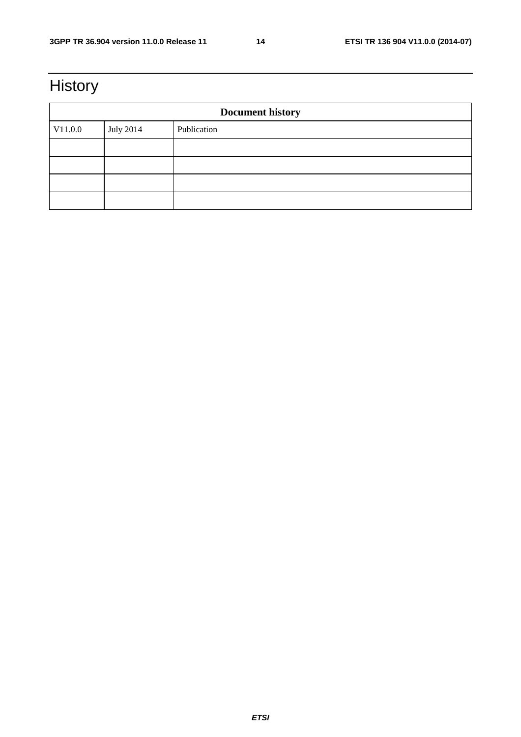# History

| Document history | | |
|---|---|---|
| V11.0.0 | July 2014 | Publication |
| | | |
| | | |
| | | |
| | | |